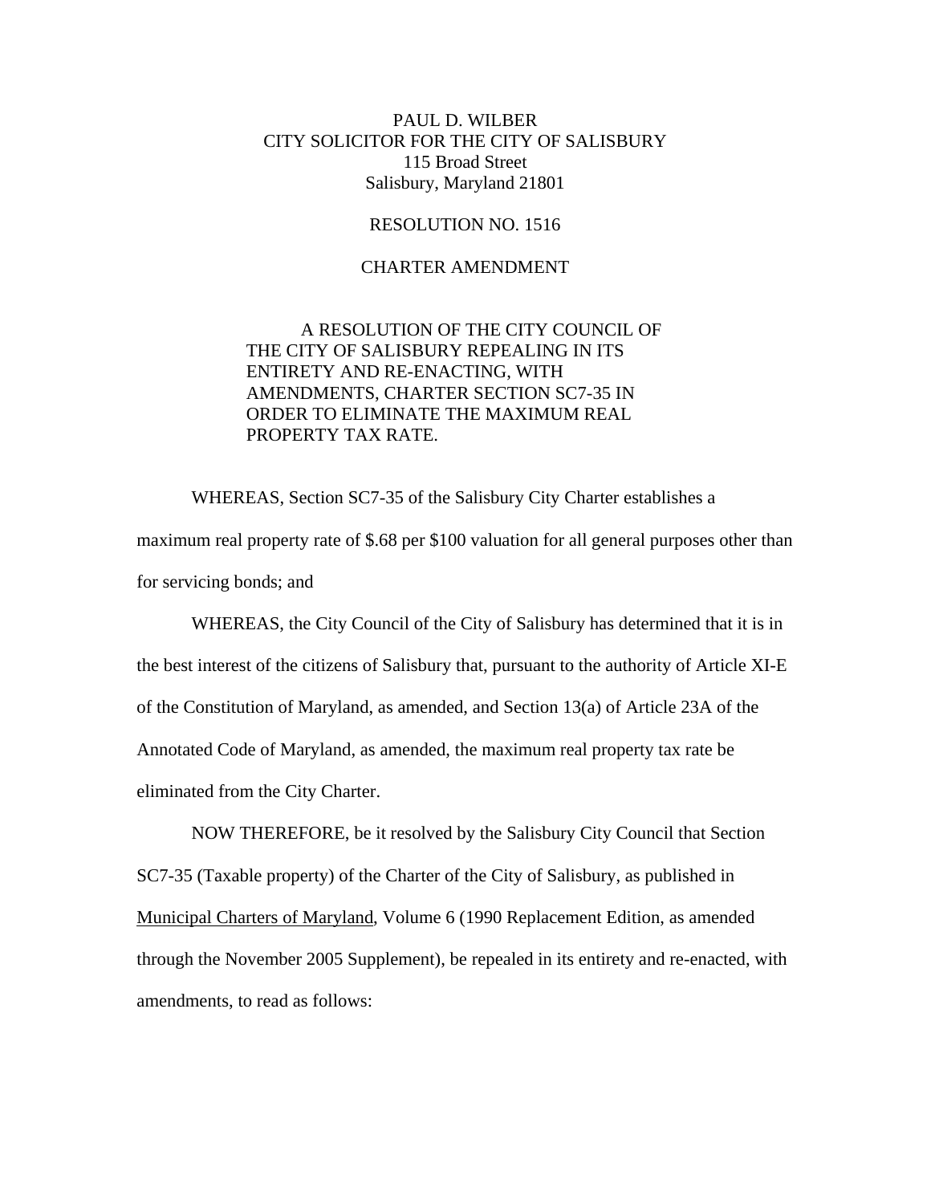PAUL D. WILBER
CITY SOLICITOR FOR THE CITY OF SALISBURY
115 Broad Street
Salisbury, Maryland 21801

RESOLUTION NO. 1516

CHARTER AMENDMENT

A RESOLUTION OF THE CITY COUNCIL OF THE CITY OF SALISBURY REPEALING IN ITS ENTIRETY AND RE-ENACTING, WITH AMENDMENTS, CHARTER SECTION SC7-35 IN ORDER TO ELIMINATE THE MAXIMUM REAL PROPERTY TAX RATE.

WHEREAS, Section SC7-35 of the Salisbury City Charter establishes a maximum real property rate of $.68 per $100 valuation for all general purposes other than for servicing bonds; and

WHEREAS, the City Council of the City of Salisbury has determined that it is in the best interest of the citizens of Salisbury that, pursuant to the authority of Article XI-E of the Constitution of Maryland, as amended, and Section 13(a) of Article 23A of the Annotated Code of Maryland, as amended, the maximum real property tax rate be eliminated from the City Charter.

NOW THEREFORE, be it resolved by the Salisbury City Council that Section SC7-35 (Taxable property) of the Charter of the City of Salisbury, as published in Municipal Charters of Maryland, Volume 6 (1990 Replacement Edition, as amended through the November 2005 Supplement), be repealed in its entirety and re-enacted, with amendments, to read as follows: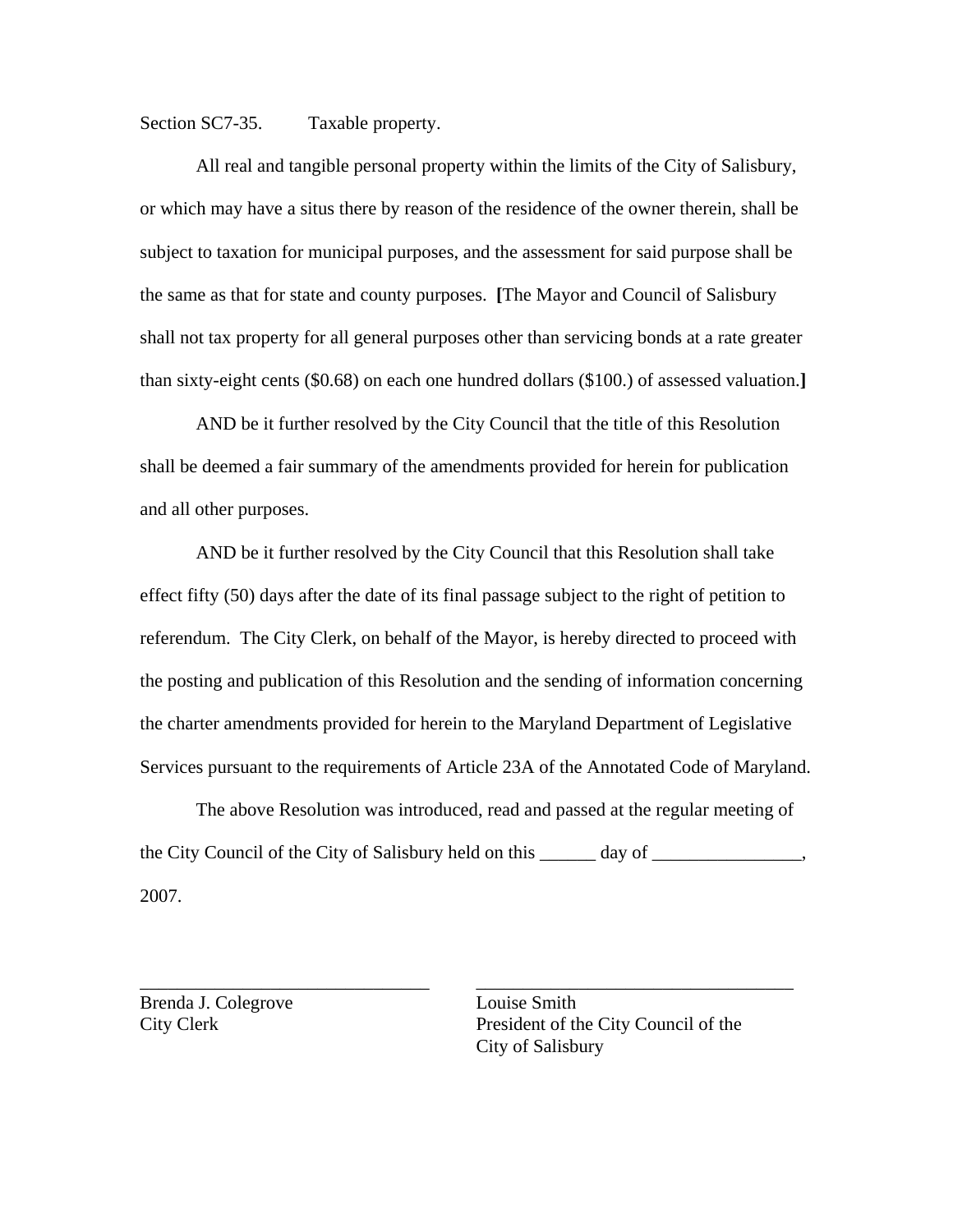Section SC7-35. Taxable property.

All real and tangible personal property within the limits of the City of Salisbury, or which may have a situs there by reason of the residence of the owner therein, shall be subject to taxation for municipal purposes, and the assessment for said purpose shall be the same as that for state and county purposes. **[**The Mayor and Council of Salisbury shall not tax property for all general purposes other than servicing bonds at a rate greater than sixty-eight cents ($0.68) on each one hundred dollars ($100.) of assessed valuation.**]**

AND be it further resolved by the City Council that the title of this Resolution shall be deemed a fair summary of the amendments provided for herein for publication and all other purposes.

AND be it further resolved by the City Council that this Resolution shall take effect fifty (50) days after the date of its final passage subject to the right of petition to referendum. The City Clerk, on behalf of the Mayor, is hereby directed to proceed with the posting and publication of this Resolution and the sending of information concerning the charter amendments provided for herein to the Maryland Department of Legislative Services pursuant to the requirements of Article 23A of the Annotated Code of Maryland.

The above Resolution was introduced, read and passed at the regular meeting of the City Council of the City of Salisbury held on this ______ day of ________________, 2007.

______________________________
Brenda J. Colegrove
City Clerk

______________________________
Louise Smith
President of the City Council of the City of Salisbury